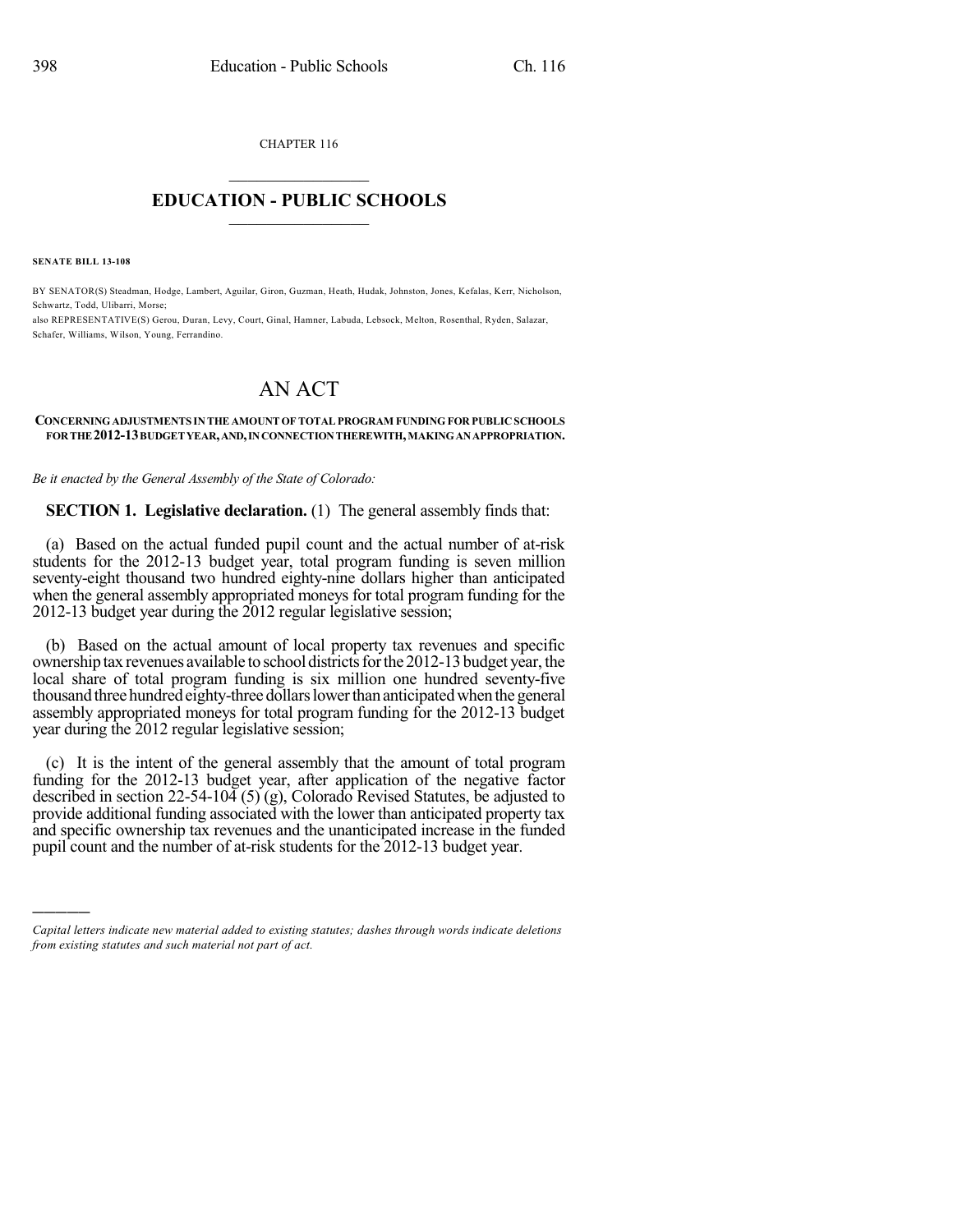CHAPTER 116

# EDUCATION - PUBLIC SCHOOLS

**SENATE BILL 13-108**

BY SENATOR(S) Steadman, Hodge, Lambert, Aguilar, Giron, Guzman, Heath, Hudak, Johnston, Jones, Kefalas, Kerr, Nicholson, Schwartz, Todd, Ulibarri, Morse;
also REPRESENTATIVE(S) Gerou, Duran, Levy, Court, Ginal, Hamner, Labuda, Lebsock, Melton, Rosenthal, Ryden, Salazar, Schafer, Williams, Wilson, Young, Ferrandino.

# AN ACT

**CONCERNING ADJUSTMENTS IN THE AMOUNT OF TOTAL PROGRAM FUNDING FOR PUBLIC SCHOOLS FOR THE 2012-13 BUDGET YEAR, AND, IN CONNECTION THEREWITH, MAKING AN APPROPRIATION.**

*Be it enacted by the General Assembly of the State of Colorado:*

**SECTION 1. Legislative declaration.** (1) The general assembly finds that:

(a) Based on the actual funded pupil count and the actual number of at-risk students for the 2012-13 budget year, total program funding is seven million seventy-eight thousand two hundred eighty-nine dollars higher than anticipated when the general assembly appropriated moneys for total program funding for the 2012-13 budget year during the 2012 regular legislative session;

(b) Based on the actual amount of local property tax revenues and specific ownership tax revenues available to school districts for the 2012-13 budget year, the local share of total program funding is six million one hundred seventy-five thousand three hundred eighty-three dollars lower than anticipated when the general assembly appropriated moneys for total program funding for the 2012-13 budget year during the 2012 regular legislative session;

(c) It is the intent of the general assembly that the amount of total program funding for the 2012-13 budget year, after application of the negative factor described in section 22-54-104 (5) (g), Colorado Revised Statutes, be adjusted to provide additional funding associated with the lower than anticipated property tax and specific ownership tax revenues and the unanticipated increase in the funded pupil count and the number of at-risk students for the 2012-13 budget year.

---

*Capital letters indicate new material added to existing statutes; dashes through words indicate deletions from existing statutes and such material not part of act.*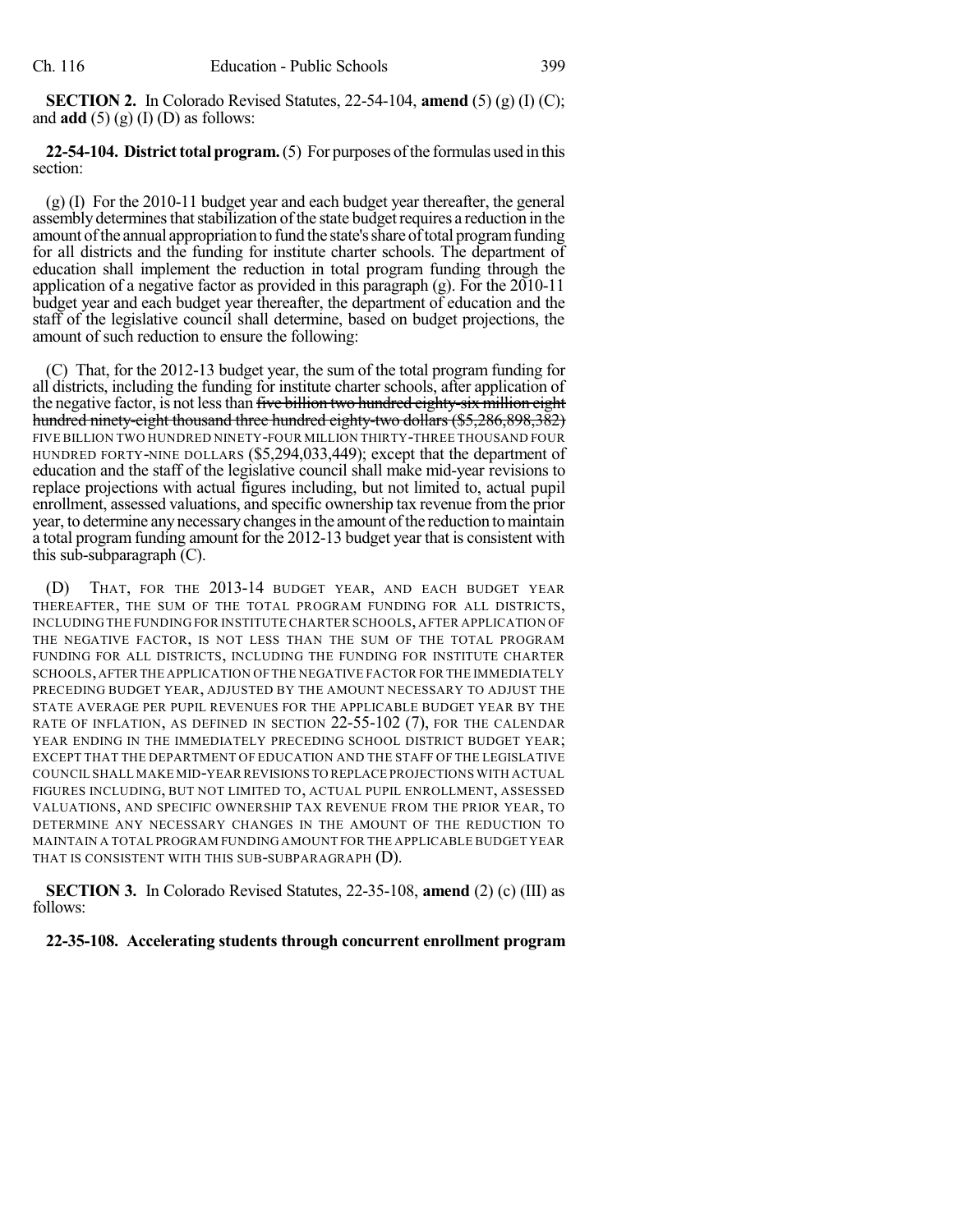**SECTION 2.** In Colorado Revised Statutes, 22-54-104, **amend** (5) (g) (I) (C); and **add** (5) (g) (I) (D) as follows:

**22-54-104. District total program.** (5) For purposes of the formulas used in this section:

(g) (I) For the 2010-11 budget year and each budget year thereafter, the general assembly determines that stabilization of the state budget requires a reduction in the amount of the annual appropriation to fund the state's share of total program funding for all districts and the funding for institute charter schools. The department of education shall implement the reduction in total program funding through the application of a negative factor as provided in this paragraph (g). For the 2010-11 budget year and each budget year thereafter, the department of education and the staff of the legislative council shall determine, based on budget projections, the amount of such reduction to ensure the following:

(C) That, for the 2012-13 budget year, the sum of the total program funding for all districts, including the funding for institute charter schools, after application of the negative factor, is not less than ~~five billion two hundred eighty-six million eight hundred ninety-eight thousand three hundred eighty-two dollars ($5,286,898,382)~~ FIVE BILLION TWO HUNDRED NINETY-FOUR MILLION THIRTY-THREE THOUSAND FOUR HUNDRED FORTY-NINE DOLLARS ($5,294,033,449); except that the department of education and the staff of the legislative council shall make mid-year revisions to replace projections with actual figures including, but not limited to, actual pupil enrollment, assessed valuations, and specific ownership tax revenue from the prior year, to determine any necessary changes in the amount of the reduction to maintain a total program funding amount for the 2012-13 budget year that is consistent with this sub-subparagraph (C).

(D) THAT, FOR THE 2013-14 BUDGET YEAR, AND EACH BUDGET YEAR THEREAFTER, THE SUM OF THE TOTAL PROGRAM FUNDING FOR ALL DISTRICTS, INCLUDING THE FUNDING FOR INSTITUTE CHARTER SCHOOLS, AFTER APPLICATION OF THE NEGATIVE FACTOR, IS NOT LESS THAN THE SUM OF THE TOTAL PROGRAM FUNDING FOR ALL DISTRICTS, INCLUDING THE FUNDING FOR INSTITUTE CHARTER SCHOOLS, AFTER THE APPLICATION OF THE NEGATIVE FACTOR FOR THE IMMEDIATELY PRECEDING BUDGET YEAR, ADJUSTED BY THE AMOUNT NECESSARY TO ADJUST THE STATE AVERAGE PER PUPIL REVENUES FOR THE APPLICABLE BUDGET YEAR BY THE RATE OF INFLATION, AS DEFINED IN SECTION 22-55-102 (7), FOR THE CALENDAR YEAR ENDING IN THE IMMEDIATELY PRECEDING SCHOOL DISTRICT BUDGET YEAR; EXCEPT THAT THE DEPARTMENT OF EDUCATION AND THE STAFF OF THE LEGISLATIVE COUNCIL SHALL MAKE MID-YEAR REVISIONS TO REPLACE PROJECTIONS WITH ACTUAL FIGURES INCLUDING, BUT NOT LIMITED TO, ACTUAL PUPIL ENROLLMENT, ASSESSED VALUATIONS, AND SPECIFIC OWNERSHIP TAX REVENUE FROM THE PRIOR YEAR, TO DETERMINE ANY NECESSARY CHANGES IN THE AMOUNT OF THE REDUCTION TO MAINTAIN A TOTAL PROGRAM FUNDING AMOUNT FOR THE APPLICABLE BUDGET YEAR THAT IS CONSISTENT WITH THIS SUB-SUBPARAGRAPH (D).

**SECTION 3.** In Colorado Revised Statutes, 22-35-108, **amend** (2) (c) (III) as follows:

**22-35-108. Accelerating students through concurrent enrollment program**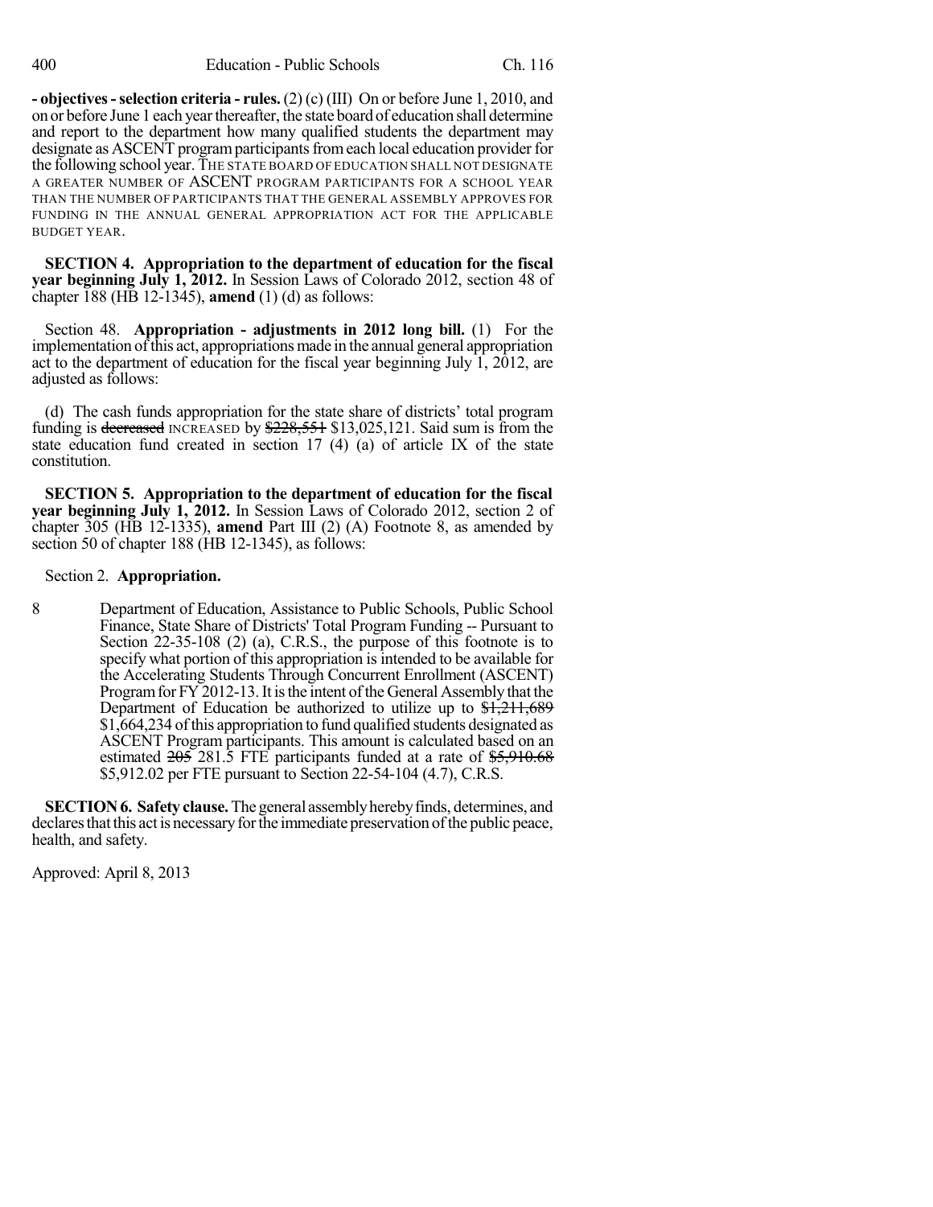**- objectives - selection criteria - rules.** (2) (c) (III) On or before June 1, 2010, and on or before June 1 each year thereafter, the state board of education shall determine and report to the department how many qualified students the department may designate as ASCENT program participants from each local education provider for the following school year. THE STATE BOARD OF EDUCATION SHALL NOT DESIGNATE A GREATER NUMBER OF ASCENT PROGRAM PARTICIPANTS FOR A SCHOOL YEAR THAN THE NUMBER OF PARTICIPANTS THAT THE GENERAL ASSEMBLY APPROVES FOR FUNDING IN THE ANNUAL GENERAL APPROPRIATION ACT FOR THE APPLICABLE BUDGET YEAR.

**SECTION 4. Appropriation to the department of education for the fiscal year beginning July 1, 2012.** In Session Laws of Colorado 2012, section 48 of chapter 188 (HB 12-1345), **amend** (1) (d) as follows:

Section 48. **Appropriation - adjustments in 2012 long bill.** (1) For the implementation of this act, appropriations made in the annual general appropriation act to the department of education for the fiscal year beginning July 1, 2012, are adjusted as follows:

(d) The cash funds appropriation for the state share of districts' total program funding is ~~decreased~~ INCREASED by ~~$228,551~~ $13,025,121. Said sum is from the state education fund created in section 17 (4) (a) of article IX of the state constitution.

**SECTION 5. Appropriation to the department of education for the fiscal year beginning July 1, 2012.** In Session Laws of Colorado 2012, section 2 of chapter 305 (HB 12-1335), **amend** Part III (2) (A) Footnote 8, as amended by section 50 of chapter 188 (HB 12-1345), as follows:

Section 2. **Appropriation.**

8 Department of Education, Assistance to Public Schools, Public School Finance, State Share of Districts' Total Program Funding -- Pursuant to Section 22-35-108 (2) (a), C.R.S., the purpose of this footnote is to specify what portion of this appropriation is intended to be available for the Accelerating Students Through Concurrent Enrollment (ASCENT) Program for FY 2012-13. It is the intent of the General Assembly that the Department of Education be authorized to utilize up to ~~$1,211,689~~ $1,664,234 of this appropriation to fund qualified students designated as ASCENT Program participants. This amount is calculated based on an estimated ~~205~~ 281.5 FTE participants funded at a rate of ~~$5,910.68~~ $5,912.02 per FTE pursuant to Section 22-54-104 (4.7), C.R.S.

**SECTION 6. Safety clause.** The general assembly hereby finds, determines, and declares that this act is necessary for the immediate preservation of the public peace, health, and safety.

Approved: April 8, 2013